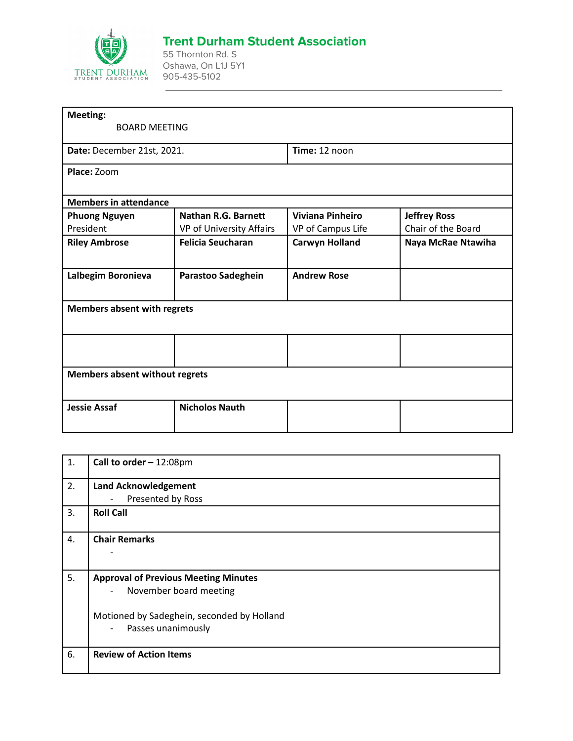# Trent Durham Student Association

55 Thornton Rd. S
Oshawa, On L1J 5Y1
905-435-5102

| **Meeting:** BOARD MEETING | | | |
|---|---|---|---|
| **Date:** December 21st, 2021. | | **Time:** 12 noon | |
| **Place:** Zoom | | | |
| **Members in attendance** | | | |
| **Phuong Nguyen** President | **Nathan R.G. Barnett** VP of University Affairs | **Viviana Pinheiro** VP of Campus Life | **Jeffrey Ross** Chair of the Board |
| **Riley Ambrose** | **Felicia Seucharan** | **Carwyn Holland** | **Naya McRae Ntawiha** |
| **Lalbegim Boronieva** | **Parastoo Sadeghein** | **Andrew Rose** | |
| **Members absent with regrets** | | | |
| | | | |
| **Members absent without regrets** | | | |
| **Jessie Assaf** | **Nicholos Nauth** | | |

| | |
|---|---|
| 1. | **Call to order –** 12:08pm |
| 2. | **Land Acknowledgement**<br>- Presented by Ross |
| 3. | **Roll Call** |
| 4. | **Chair Remarks**<br>- |
| 5. | **Approval of Previous Meeting Minutes**<br>- November board meeting<br><br>Motioned by Sadeghein, seconded by Holland<br>- Passes unanimously |
| 6. | **Review of Action Items** |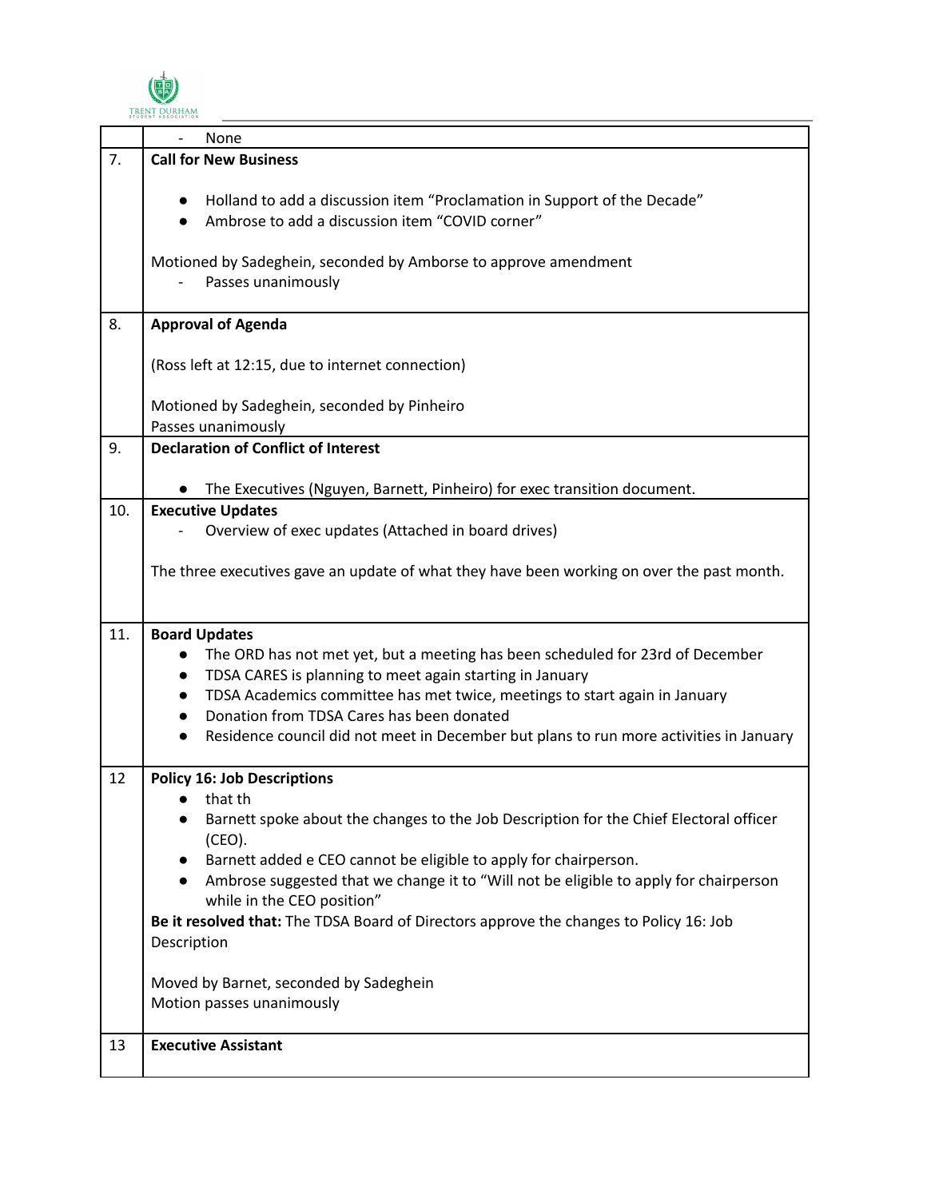| | |
|---|---|
| | - None |
| 7. | **Call for New Business**<br><br>● Holland to add a discussion item "Proclamation in Support of the Decade"<br>● Ambrose to add a discussion item "COVID corner"<br><br>Motioned by Sadeghein, seconded by Amborse to approve amendment<br>- Passes unanimously |
| 8. | **Approval of Agenda**<br><br>(Ross left at 12:15, due to internet connection)<br><br>Motioned by Sadeghein, seconded by Pinheiro<br>Passes unanimously |
| 9. | **Declaration of Conflict of Interest**<br><br>● The Executives (Nguyen, Barnett, Pinheiro) for exec transition document. |
| 10. | **Executive Updates**<br>- Overview of exec updates (Attached in board drives)<br><br>The three executives gave an update of what they have been working on over the past month. |
| 11. | **Board Updates**<br>● The ORD has not met yet, but a meeting has been scheduled for 23rd of December<br>● TDSA CARES is planning to meet again starting in January<br>● TDSA Academics committee has met twice, meetings to start again in January<br>● Donation from TDSA Cares has been donated<br>● Residence council did not meet in December but plans to run more activities in January |
| 12 | **Policy 16: Job Descriptions**<br>● that th<br>● Barnett spoke about the changes to the Job Description for the Chief Electoral officer (CEO).<br>● Barnett added e CEO cannot be eligible to apply for chairperson.<br>● Ambrose suggested that we change it to "Will not be eligible to apply for chairperson while in the CEO position"<br>**Be it resolved that:** The TDSA Board of Directors approve the changes to Policy 16: Job Description<br><br>Moved by Barnet, seconded by Sadeghein<br>Motion passes unanimously |
| 13 | **Executive Assistant** |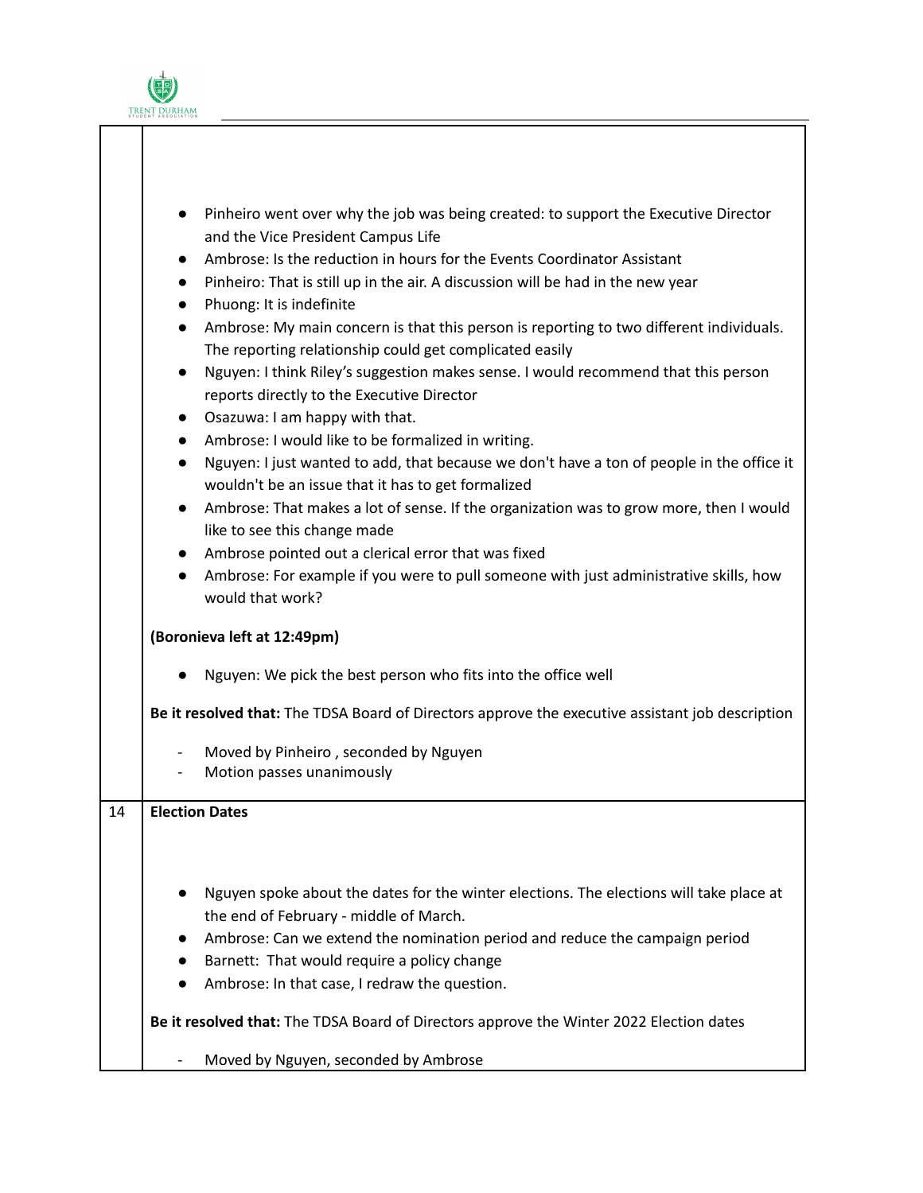| | |
|---|---|
| | - Pinheiro went over why the job was being created: to support the Executive Director and the Vice President Campus Life<br>- Ambrose: Is the reduction in hours for the Events Coordinator Assistant<br>- Pinheiro: That is still up in the air. A discussion will be had in the new year<br>- Phuong: It is indefinite<br>- Ambrose: My main concern is that this person is reporting to two different individuals. The reporting relationship could get complicated easily<br>- Nguyen: I think Riley's suggestion makes sense. I would recommend that this person reports directly to the Executive Director<br>- Osazuwa: I am happy with that.<br>- Ambrose: I would like to be formalized in writing.<br>- Nguyen: I just wanted to add, that because we don't have a ton of people in the office it wouldn't be an issue that it has to get formalized<br>- Ambrose: That makes a lot of sense. If the organization was to grow more, then I would like to see this change made<br>- Ambrose pointed out a clerical error that was fixed<br>- Ambrose: For example if you were to pull someone with just administrative skills, how would that work?<br><br>**(Boronieva left at 12:49pm)**<br><br>- Nguyen: We pick the best person who fits into the office well<br><br>**Be it resolved that:** The TDSA Board of Directors approve the executive assistant job description<br><br>- Moved by Pinheiro , seconded by Nguyen<br>- Motion passes unanimously |
| 14 | **Election Dates**<br><br>- Nguyen spoke about the dates for the winter elections. The elections will take place at the end of February - middle of March.<br>- Ambrose: Can we extend the nomination period and reduce the campaign period<br>- Barnett: That would require a policy change<br>- Ambrose: In that case, I redraw the question.<br><br>**Be it resolved that:** The TDSA Board of Directors approve the Winter 2022 Election dates<br><br>- Moved by Nguyen, seconded by Ambrose |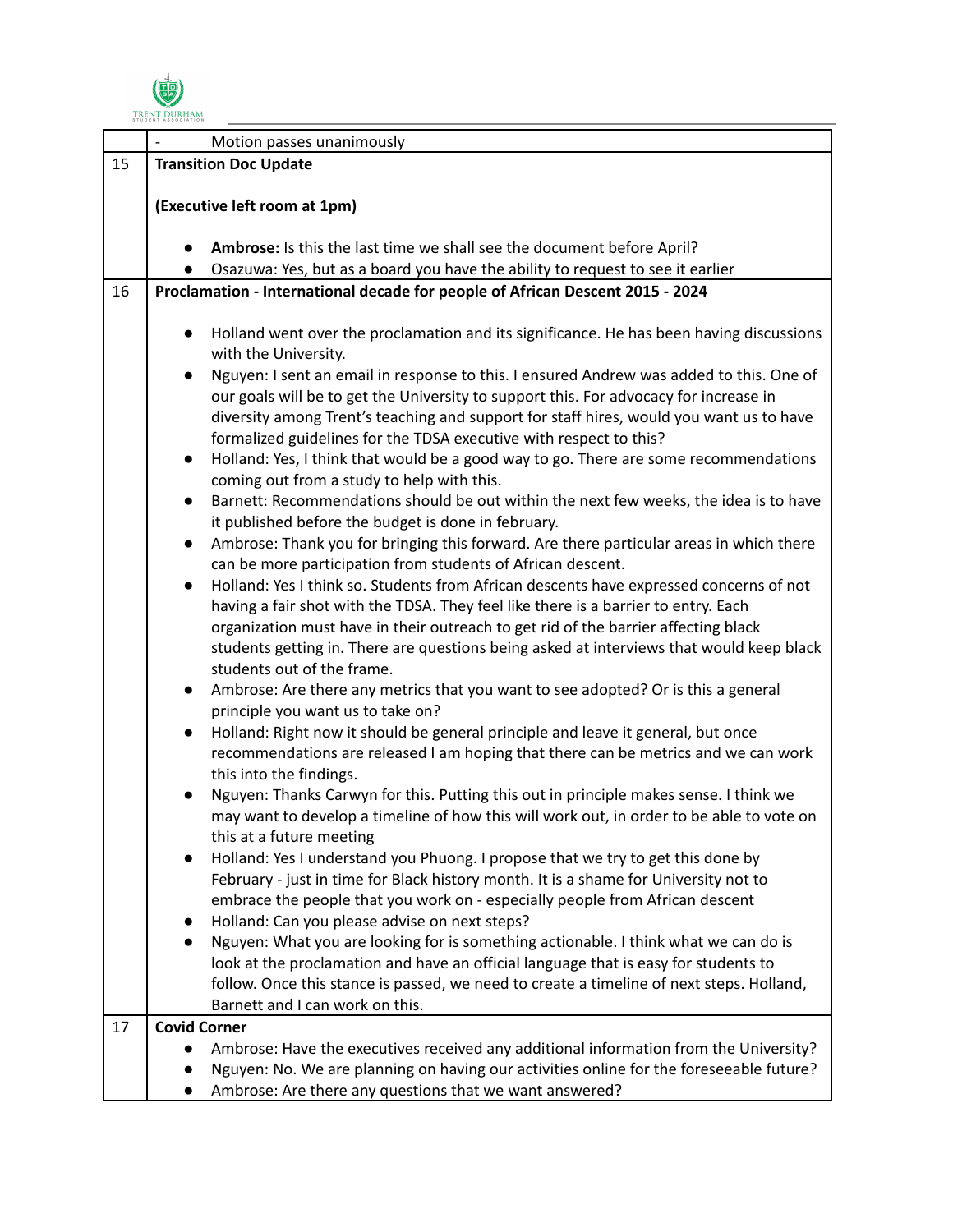| | |
|---|---|
| | - Motion passes unanimously |
| 15 | **Transition Doc Update**<br><br>**(Executive left room at 1pm)**<br><br>● **Ambrose:** Is this the last time we shall see the document before April?<br>● Osazuwa: Yes, but as a board you have the ability to request to see it earlier |
| 16 | **Proclamation - International decade for people of African Descent 2015 - 2024**<br><br>● Holland went over the proclamation and its significance. He has been having discussions with the University.<br>● Nguyen: I sent an email in response to this. I ensured Andrew was added to this. One of our goals will be to get the University to support this. For advocacy for increase in diversity among Trent's teaching and support for staff hires, would you want us to have formalized guidelines for the TDSA executive with respect to this?<br>● Holland: Yes, I think that would be a good way to go. There are some recommendations coming out from a study to help with this.<br>● Barnett: Recommendations should be out within the next few weeks, the idea is to have it published before the budget is done in february.<br>● Ambrose: Thank you for bringing this forward. Are there particular areas in which there can be more participation from students of African descent.<br>● Holland: Yes I think so. Students from African descents have expressed concerns of not having a fair shot with the TDSA. They feel like there is a barrier to entry. Each organization must have in their outreach to get rid of the barrier affecting black students getting in. There are questions being asked at interviews that would keep black students out of the frame.<br>● Ambrose: Are there any metrics that you want to see adopted? Or is this a general principle you want us to take on?<br>● Holland: Right now it should be general principle and leave it general, but once recommendations are released I am hoping that there can be metrics and we can work this into the findings.<br>● Nguyen: Thanks Carwyn for this. Putting this out in principle makes sense. I think we may want to develop a timeline of how this will work out, in order to be able to vote on this at a future meeting<br>● Holland: Yes I understand you Phuong. I propose that we try to get this done by February - just in time for Black history month. It is a shame for University not to embrace the people that you work on - especially people from African descent<br>● Holland: Can you please advise on next steps?<br>● Nguyen: What you are looking for is something actionable. I think what we can do is look at the proclamation and have an official language that is easy for students to follow. Once this stance is passed, we need to create a timeline of next steps. Holland, Barnett and I can work on this. |
| 17 | **Covid Corner**<br>● Ambrose: Have the executives received any additional information from the University?<br>● Nguyen: No. We are planning on having our activities online for the foreseeable future?<br>● Ambrose: Are there any questions that we want answered? |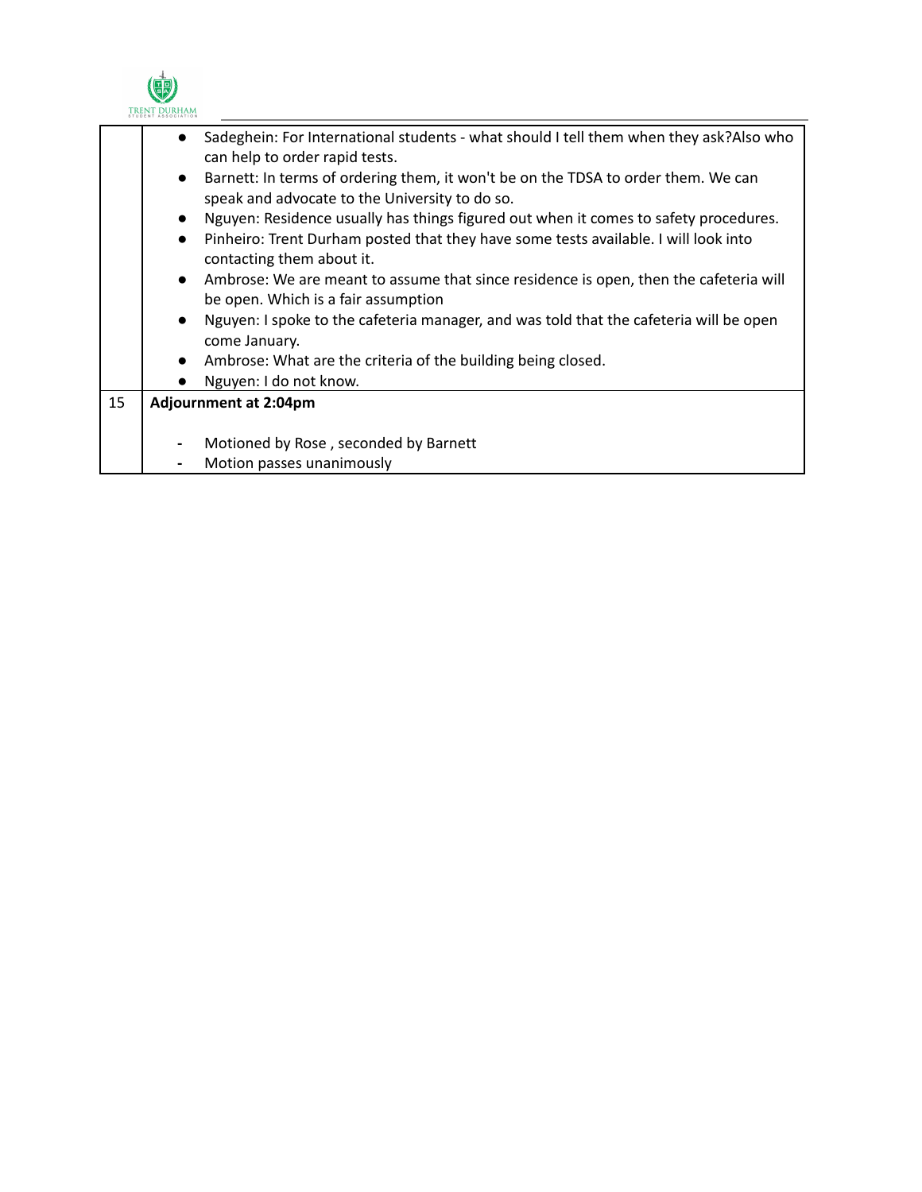| | |
|---|---|
| | • Sadeghein: For International students - what should I tell them when they ask?Also who can help to order rapid tests.<br>• Barnett: In terms of ordering them, it won't be on the TDSA to order them. We can speak and advocate to the University to do so.<br>• Nguyen: Residence usually has things figured out when it comes to safety procedures.<br>• Pinheiro: Trent Durham posted that they have some tests available. I will look into contacting them about it.<br>• Ambrose: We are meant to assume that since residence is open, then the cafeteria will be open. Which is a fair assumption<br>• Nguyen: I spoke to the cafeteria manager, and was told that the cafeteria will be open come January.<br>• Ambrose: What are the criteria of the building being closed.<br>• Nguyen: I do not know. |
| 15 | **Adjournment at 2:04pm**<br><br>- Motioned by Rose , seconded by Barnett<br>- Motion passes unanimously |